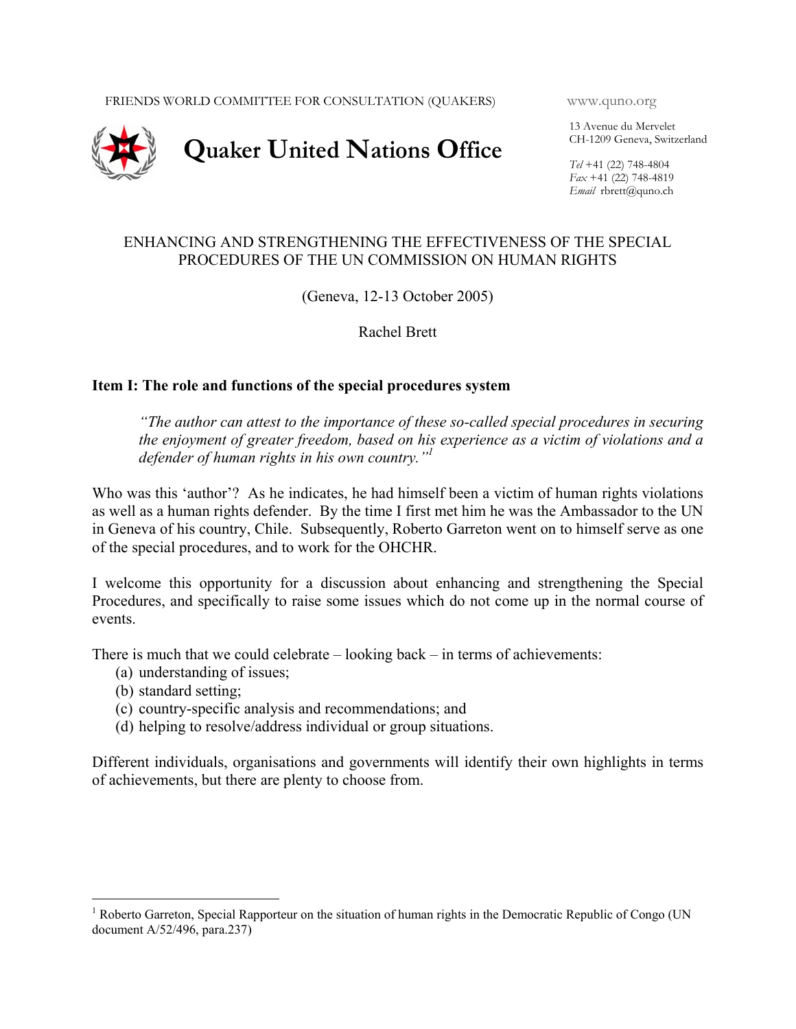FRIENDS WORLD COMMITTEE FOR CONSULTATION (QUAKERS)

www.quno.org

# Quaker United Nations Office

13 Avenue du Mervelet
CH-1209 Geneva, Switzerland

*Tel* +41 (22) 748-4804
*Fax* +41 (22) 748-4819
*Email* rbrett@quno.ch

## ENHANCING AND STRENGTHENING THE EFFECTIVENESS OF THE SPECIAL PROCEDURES OF THE UN COMMISSION ON HUMAN RIGHTS

(Geneva, 12-13 October 2005)

Rachel Brett

### Item I: The role and functions of the special procedures system

> *"The author can attest to the importance of these so-called special procedures in securing the enjoyment of greater freedom, based on his experience as a victim of violations and a defender of human rights in his own country."*[1]

Who was this 'author'? As he indicates, he had himself been a victim of human rights violations as well as a human rights defender. By the time I first met him he was the Ambassador to the UN in Geneva of his country, Chile. Subsequently, Roberto Garreton went on to himself serve as one of the special procedures, and to work for the OHCHR.

I welcome this opportunity for a discussion about enhancing and strengthening the Special Procedures, and specifically to raise some issues which do not come up in the normal course of events.

There is much that we could celebrate – looking back – in terms of achievements:

(a) understanding of issues;
(b) standard setting;
(c) country-specific analysis and recommendations; and
(d) helping to resolve/address individual or group situations.

Different individuals, organisations and governments will identify their own highlights in terms of achievements, but there are plenty to choose from.

---

[1] Roberto Garreton, Special Rapporteur on the situation of human rights in the Democratic Republic of Congo (UN document A/52/496, para.237)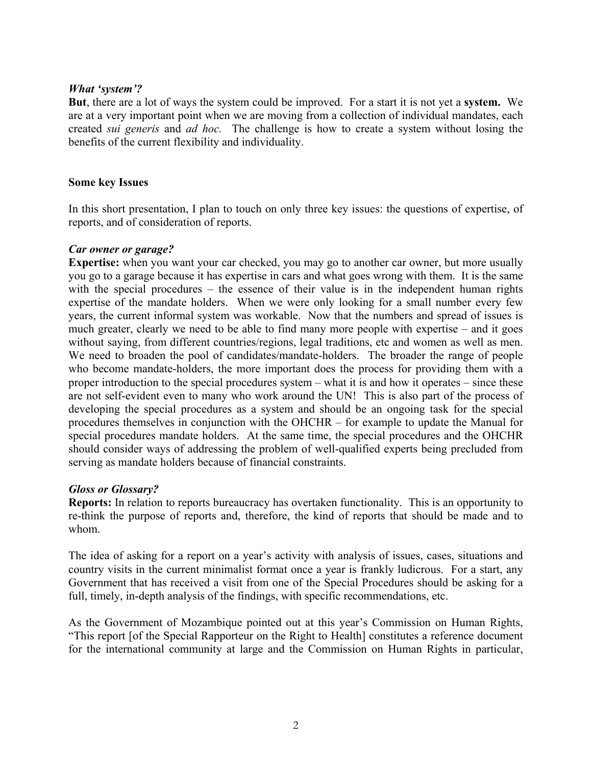### *What 'system'?*

**But**, there are a lot of ways the system could be improved. For a start it is not yet a **system.** We are at a very important point when we are moving from a collection of individual mandates, each created *sui generis* and *ad hoc.* The challenge is how to create a system without losing the benefits of the current flexibility and individuality.

## Some key Issues

In this short presentation, I plan to touch on only three key issues: the questions of expertise, of reports, and of consideration of reports.

### *Car owner or garage?*

**Expertise:** when you want your car checked, you may go to another car owner, but more usually you go to a garage because it has expertise in cars and what goes wrong with them. It is the same with the special procedures – the essence of their value is in the independent human rights expertise of the mandate holders. When we were only looking for a small number every few years, the current informal system was workable. Now that the numbers and spread of issues is much greater, clearly we need to be able to find many more people with expertise – and it goes without saying, from different countries/regions, legal traditions, etc and women as well as men. We need to broaden the pool of candidates/mandate-holders. The broader the range of people who become mandate-holders, the more important does the process for providing them with a proper introduction to the special procedures system – what it is and how it operates – since these are not self-evident even to many who work around the UN! This is also part of the process of developing the special procedures as a system and should be an ongoing task for the special procedures themselves in conjunction with the OHCHR – for example to update the Manual for special procedures mandate holders. At the same time, the special procedures and the OHCHR should consider ways of addressing the problem of well-qualified experts being precluded from serving as mandate holders because of financial constraints.

### *Gloss or Glossary?*

**Reports:** In relation to reports bureaucracy has overtaken functionality. This is an opportunity to re-think the purpose of reports and, therefore, the kind of reports that should be made and to whom.

The idea of asking for a report on a year's activity with analysis of issues, cases, situations and country visits in the current minimalist format once a year is frankly ludicrous. For a start, any Government that has received a visit from one of the Special Procedures should be asking for a full, timely, in-depth analysis of the findings, with specific recommendations, etc.

As the Government of Mozambique pointed out at this year's Commission on Human Rights, "This report [of the Special Rapporteur on the Right to Health] constitutes a reference document for the international community at large and the Commission on Human Rights in particular,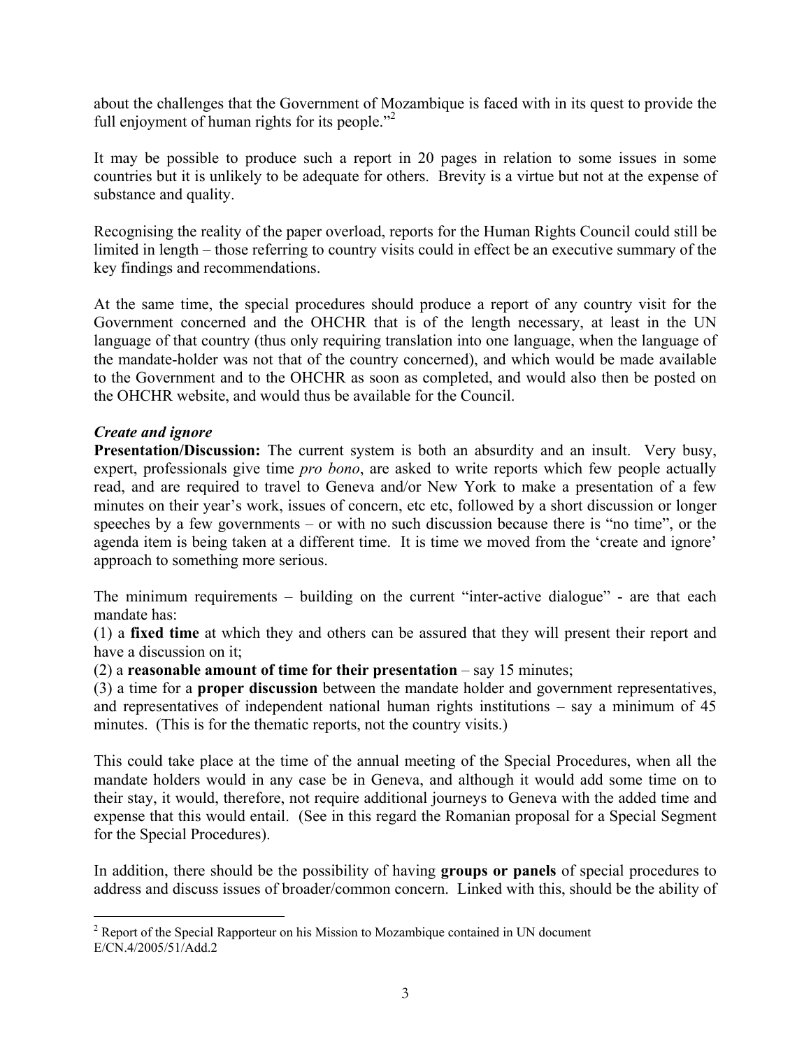about the challenges that the Government of Mozambique is faced with in its quest to provide the full enjoyment of human rights for its people."[2]

It may be possible to produce such a report in 20 pages in relation to some issues in some countries but it is unlikely to be adequate for others. Brevity is a virtue but not at the expense of substance and quality.

Recognising the reality of the paper overload, reports for the Human Rights Council could still be limited in length – those referring to country visits could in effect be an executive summary of the key findings and recommendations.

At the same time, the special procedures should produce a report of any country visit for the Government concerned and the OHCHR that is of the length necessary, at least in the UN language of that country (thus only requiring translation into one language, when the language of the mandate-holder was not that of the country concerned), and which would be made available to the Government and to the OHCHR as soon as completed, and would also then be posted on the OHCHR website, and would thus be available for the Council.

***Create and ignore***

**Presentation/Discussion:** The current system is both an absurdity and an insult. Very busy, expert, professionals give time *pro bono*, are asked to write reports which few people actually read, and are required to travel to Geneva and/or New York to make a presentation of a few minutes on their year's work, issues of concern, etc etc, followed by a short discussion or longer speeches by a few governments – or with no such discussion because there is "no time", or the agenda item is being taken at a different time. It is time we moved from the 'create and ignore' approach to something more serious.

The minimum requirements – building on the current "inter-active dialogue" - are that each mandate has:

(1) a **fixed time** at which they and others can be assured that they will present their report and have a discussion on it;

(2) a **reasonable amount of time for their presentation** – say 15 minutes;

(3) a time for a **proper discussion** between the mandate holder and government representatives, and representatives of independent national human rights institutions – say a minimum of 45 minutes. (This is for the thematic reports, not the country visits.)

This could take place at the time of the annual meeting of the Special Procedures, when all the mandate holders would in any case be in Geneva, and although it would add some time on to their stay, it would, therefore, not require additional journeys to Geneva with the added time and expense that this would entail. (See in this regard the Romanian proposal for a Special Segment for the Special Procedures).

In addition, there should be the possibility of having **groups or panels** of special procedures to address and discuss issues of broader/common concern. Linked with this, should be the ability of

---

[2] Report of the Special Rapporteur on his Mission to Mozambique contained in UN document E/CN.4/2005/51/Add.2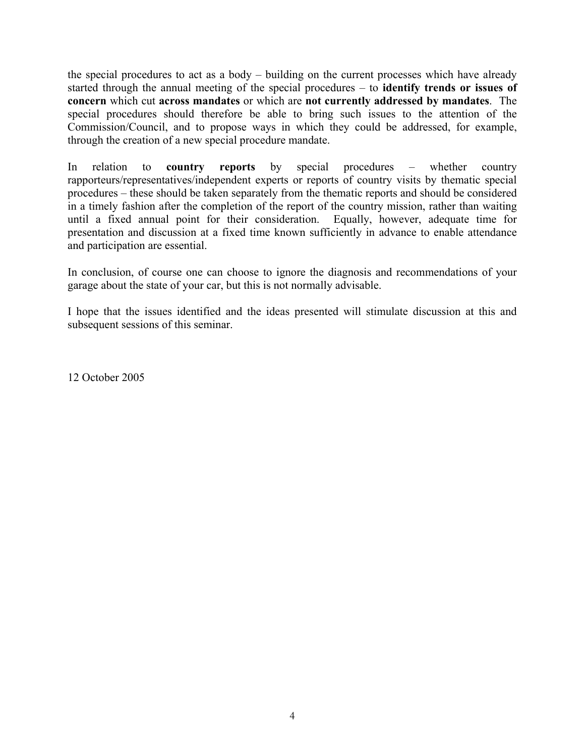the special procedures to act as a body – building on the current processes which have already started through the annual meeting of the special procedures – to **identify trends or issues of concern** which cut **across mandates** or which are **not currently addressed by mandates**. The special procedures should therefore be able to bring such issues to the attention of the Commission/Council, and to propose ways in which they could be addressed, for example, through the creation of a new special procedure mandate.

In relation to **country reports** by special procedures – whether country rapporteurs/representatives/independent experts or reports of country visits by thematic special procedures – these should be taken separately from the thematic reports and should be considered in a timely fashion after the completion of the report of the country mission, rather than waiting until a fixed annual point for their consideration. Equally, however, adequate time for presentation and discussion at a fixed time known sufficiently in advance to enable attendance and participation are essential.

In conclusion, of course one can choose to ignore the diagnosis and recommendations of your garage about the state of your car, but this is not normally advisable.

I hope that the issues identified and the ideas presented will stimulate discussion at this and subsequent sessions of this seminar.

12 October 2005